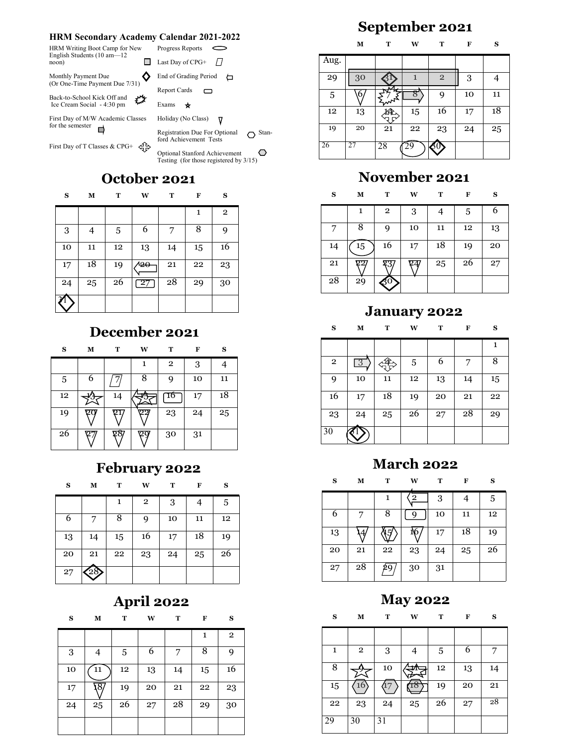## HRM Secondary Academy Calendar 2021-2022

- HRM Writing Boot Camp for New English Students (10 am—12 noon) — ▢ (shaded square)
- Monthly Payment Due (Or One-Time Payment Due 7/31) — ◇
- Back-to-School Kick Off and Ice Cream Social - 4:30 pm — ✸ (burst)
- First Day of M/W Academic Classes for the semester — ⇨ (right arrow)
- First Day of T Classes & CPG+ — ✥ (four-way arrow)
- Progress Reports — ◯ (oval)
- Last Day of CPG+ — ▱ (parallelogram)
- End of Grading Period — ⇦ (left arrow)
- Report Cards — ▭ (rounded rectangle)
- Exams — ☆
- Holiday (No Class) — ▽
- Registration Due For Optional Stanford Achievement Tests — ⬡ (hexagon)
- Optional Stanford Achievement Testing (for those registered by 3/15) — ⬡ (shaded hexagon)

## September 2021

| | M | T | W | T | F | S |
|---|---|---|---|---|---|---|
| Aug. | | | | | | |
| 29 | 30 | 31 | 1 | 2 | 3 | 4 |
| 5 | 6 | 7 | 8 | 9 | 10 | 11 |
| 12 | 13 | 14 | 15 | 16 | 17 | 18 |
| 19 | 20 | 21 | 22 | 23 | 24 | 25 |
| 26 | 27 | 28 | 29 | 30 | | |

## October 2021

| S | M | T | W | T | F | S |
|---|---|---|---|---|---|---|
| | | | | | 1 | 2 |
| 3 | 4 | 5 | 6 | 7 | 8 | 9 |
| 10 | 11 | 12 | 13 | 14 | 15 | 16 |
| 17 | 18 | 19 | 20 | 21 | 22 | 23 |
| 24 | 25 | 26 | 27 | 28 | 29 | 30 |
| 31 | | | | | | |

## November 2021

| S | M | T | W | T | F | S |
|---|---|---|---|---|---|---|
| | 1 | 2 | 3 | 4 | 5 | 6 |
| 7 | 8 | 9 | 10 | 11 | 12 | 13 |
| 14 | 15 | 16 | 17 | 18 | 19 | 20 |
| 21 | 22 | 23 | 24 | 25 | 26 | 27 |
| 28 | 29 | 30 | | | | |

## December 2021

| S | M | T | W | T | F | S |
|---|---|---|---|---|---|---|
| | | | 1 | 2 | 3 | 4 |
| 5 | 6 | 7 | 8 | 9 | 10 | 11 |
| 12 | 13 | 14 | 15 | 16 | 17 | 18 |
| 19 | 20 | 21 | 22 | 23 | 24 | 25 |
| 26 | 27 | 28 | 29 | 30 | 31 | |

## January 2022

| S | M | T | W | T | F | S |
|---|---|---|---|---|---|---|
| | | | | | | 1 |
| 2 | 3 | 4 | 5 | 6 | 7 | 8 |
| 9 | 10 | 11 | 12 | 13 | 14 | 15 |
| 16 | 17 | 18 | 19 | 20 | 21 | 22 |
| 23 | 24 | 25 | 26 | 27 | 28 | 29 |
| 30 | 31 | | | | | |

## February 2022

| S | M | T | W | T | F | S |
|---|---|---|---|---|---|---|
| | | 1 | 2 | 3 | 4 | 5 |
| 6 | 7 | 8 | 9 | 10 | 11 | 12 |
| 13 | 14 | 15 | 16 | 17 | 18 | 19 |
| 20 | 21 | 22 | 23 | 24 | 25 | 26 |
| 27 | 28 | | | | | |

## March 2022

| S | M | T | W | T | F | S |
|---|---|---|---|---|---|---|
| | | 1 | 2 | 3 | 4 | 5 |
| 6 | 7 | 8 | 9 | 10 | 11 | 12 |
| 13 | 14 | 15 | 16 | 17 | 18 | 19 |
| 20 | 21 | 22 | 23 | 24 | 25 | 26 |
| 27 | 28 | 29 | 30 | 31 | | |

## April 2022

| S | M | T | W | T | F | S |
|---|---|---|---|---|---|---|
| | | | | | 1 | 2 |
| 3 | 4 | 5 | 6 | 7 | 8 | 9 |
| 10 | 11 | 12 | 13 | 14 | 15 | 16 |
| 17 | 18 | 19 | 20 | 21 | 22 | 23 |
| 24 | 25 | 26 | 27 | 28 | 29 | 30 |

## May 2022

| S | M | T | W | T | F | S |
|---|---|---|---|---|---|---|
| | | | | | | |
| 1 | 2 | 3 | 4 | 5 | 6 | 7 |
| 8 | 9 | 10 | 11 | 12 | 13 | 14 |
| 15 | 16 | 17 | 18 | 19 | 20 | 21 |
| 22 | 23 | 24 | 25 | 26 | 27 | 28 |
| 29 | 30 | 31 | | | | |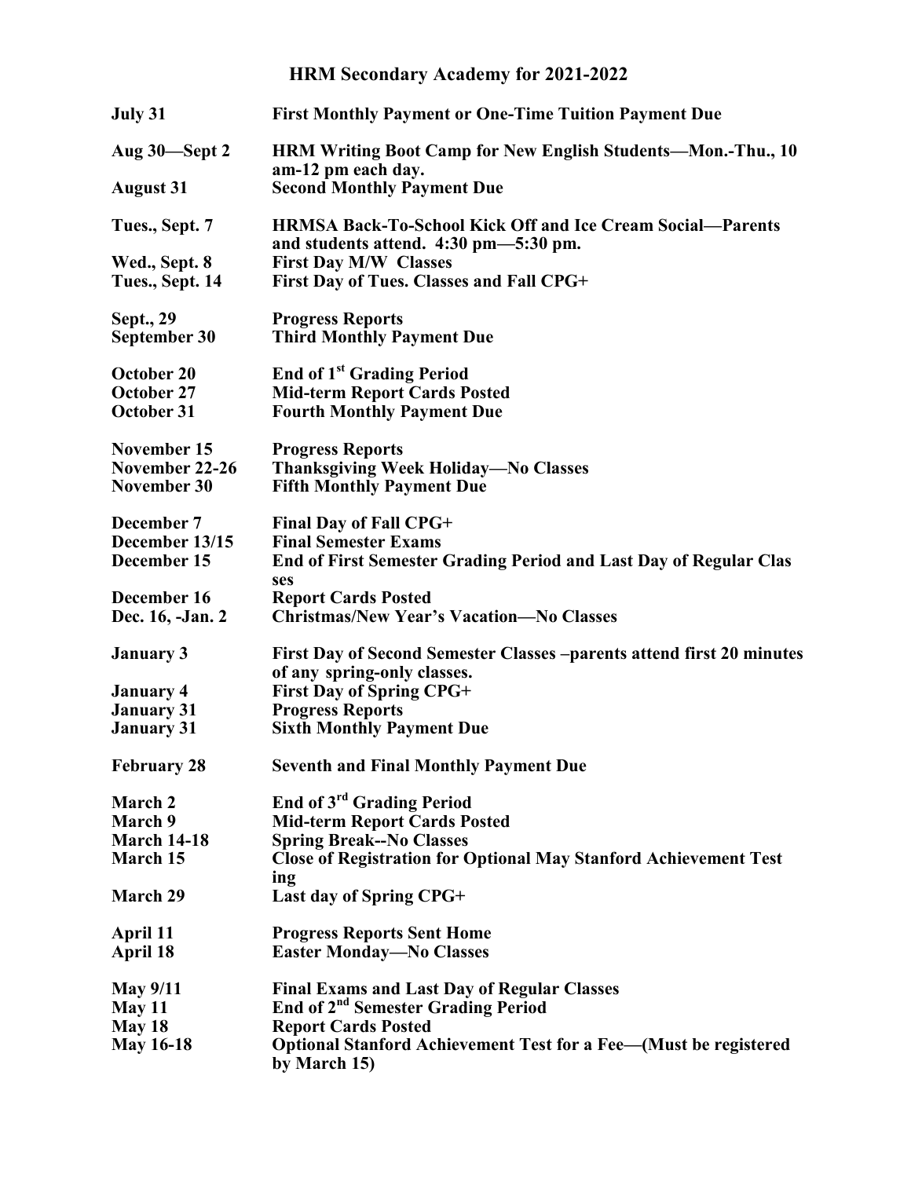# HRM Secondary Academy for 2021-2022

| | |
|---|---|
| **July 31** | **First Monthly Payment or One-Time Tuition Payment Due** |
| **Aug 30—Sept 2** | **HRM Writing Boot Camp for New English Students—Mon.-Thu., 10 am-12 pm each day.** |
| **August 31** | **Second Monthly Payment Due** |
| **Tues., Sept. 7** | **HRMSA Back-To-School Kick Off and Ice Cream Social—Parents and students attend. 4:30 pm—5:30 pm.** |
| **Wed., Sept. 8** | **First Day M/W Classes** |
| **Tues., Sept. 14** | **First Day of Tues. Classes and Fall CPG+** |
| **Sept., 29** | **Progress Reports** |
| **September 30** | **Third Monthly Payment Due** |
| **October 20** | **End of 1st Grading Period** |
| **October 27** | **Mid-term Report Cards Posted** |
| **October 31** | **Fourth Monthly Payment Due** |
| **November 15** | **Progress Reports** |
| **November 22-26** | **Thanksgiving Week Holiday—No Classes** |
| **November 30** | **Fifth Monthly Payment Due** |
| **December 7** | **Final Day of Fall CPG+** |
| **December 13/15** | **Final Semester Exams** |
| **December 15** | **End of First Semester Grading Period and Last Day of Regular Classes** |
| **December 16** | **Report Cards Posted** |
| **Dec. 16, -Jan. 2** | **Christmas/New Year's Vacation—No Classes** |
| **January 3** | **First Day of Second Semester Classes –parents attend first 20 minutes of any spring-only classes.** |
| **January 4** | **First Day of Spring CPG+** |
| **January 31** | **Progress Reports** |
| **January 31** | **Sixth Monthly Payment Due** |
| **February 28** | **Seventh and Final Monthly Payment Due** |
| **March 2** | **End of 3rd Grading Period** |
| **March 9** | **Mid-term Report Cards Posted** |
| **March 14-18** | **Spring Break--No Classes** |
| **March 15** | **Close of Registration for Optional May Stanford Achievement Testing** |
| **March 29** | **Last day of Spring CPG+** |
| **April 11** | **Progress Reports Sent Home** |
| **April 18** | **Easter Monday—No Classes** |
| **May 9/11** | **Final Exams and Last Day of Regular Classes** |
| **May 11** | **End of 2nd Semester Grading Period** |
| **May 18** | **Report Cards Posted** |
| **May 16-18** | **Optional Stanford Achievement Test for a Fee—(Must be registered by March 15)** |